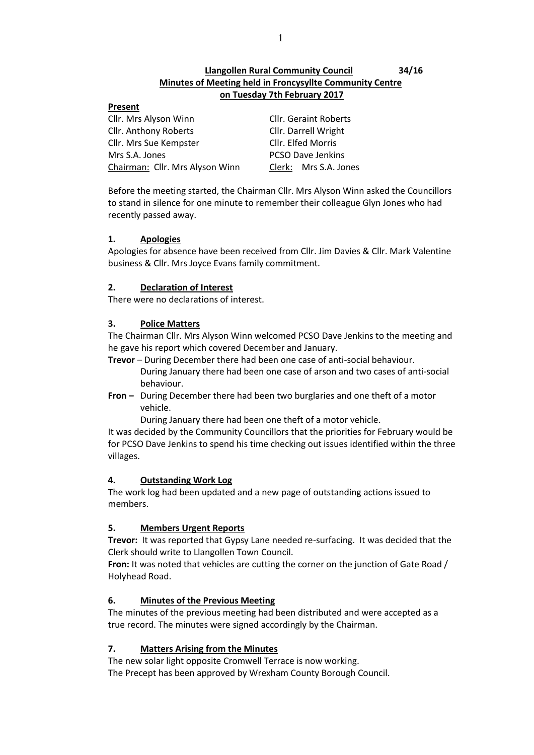**Llangollen Rural Community Council 34/16**

**Minutes of Meeting held in Froncysyllte Community Centre on Tuesday 7th February 2017**

**Present**

| | |
|---|---|
| Cllr. Mrs Alyson Winn | Cllr. Geraint Roberts |
| Cllr. Anthony Roberts | Cllr. Darrell Wright |
| Cllr. Mrs Sue Kempster | Cllr. Elfed Morris |
| Mrs S.A. Jones | PCSO Dave Jenkins |
| Chairman: Cllr. Mrs Alyson Winn | Clerk: Mrs S.A. Jones |

Before the meeting started, the Chairman Cllr. Mrs Alyson Winn asked the Councillors to stand in silence for one minute to remember their colleague Glyn Jones who had recently passed away.

## 1. Apologies

Apologies for absence have been received from Cllr. Jim Davies & Cllr. Mark Valentine business & Cllr. Mrs Joyce Evans family commitment.

## 2. Declaration of Interest

There were no declarations of interest.

## 3. Police Matters

The Chairman Cllr. Mrs Alyson Winn welcomed PCSO Dave Jenkins to the meeting and he gave his report which covered December and January.

**Trevor** – During December there had been one case of anti-social behaviour. During January there had been one case of arson and two cases of anti-social behaviour.

**Fron –** During December there had been two burglaries and one theft of a motor vehicle. During January there had been one theft of a motor vehicle.

It was decided by the Community Councillors that the priorities for February would be for PCSO Dave Jenkins to spend his time checking out issues identified within the three villages.

## 4. Outstanding Work Log

The work log had been updated and a new page of outstanding actions issued to members.

## 5. Members Urgent Reports

**Trevor:** It was reported that Gypsy Lane needed re-surfacing. It was decided that the Clerk should write to Llangollen Town Council.

**Fron:** It was noted that vehicles are cutting the corner on the junction of Gate Road / Holyhead Road.

## 6. Minutes of the Previous Meeting

The minutes of the previous meeting had been distributed and were accepted as a true record. The minutes were signed accordingly by the Chairman.

## 7. Matters Arising from the Minutes

The new solar light opposite Cromwell Terrace is now working.

The Precept has been approved by Wrexham County Borough Council.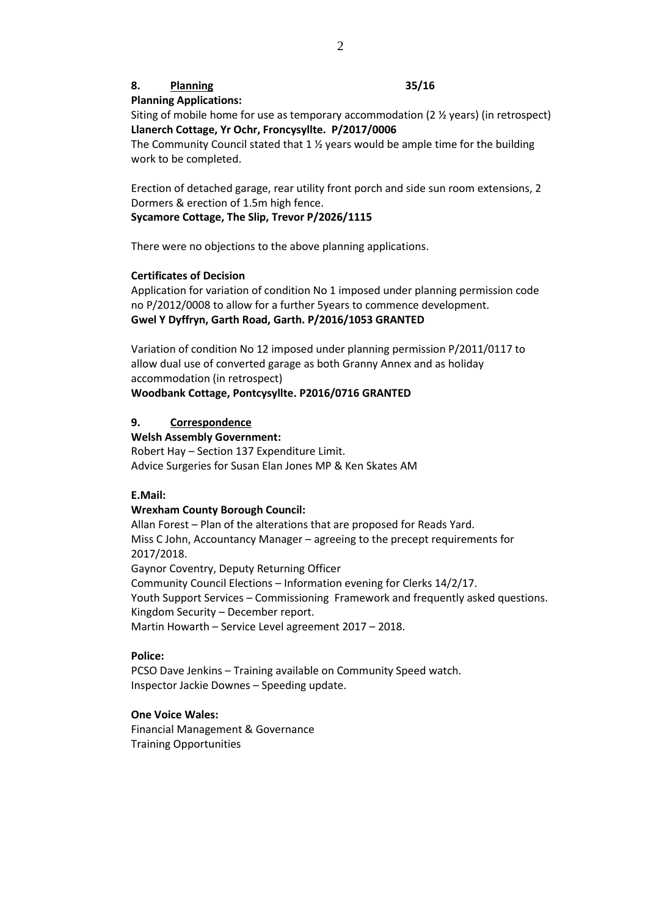**8. Planning** **35/16**

**Planning Applications:**

Siting of mobile home for use as temporary accommodation (2 ½ years) (in retrospect)
**Llanerch Cottage, Yr Ochr, Froncysyllte. P/2017/0006**
The Community Council stated that 1 ½ years would be ample time for the building work to be completed.

Erection of detached garage, rear utility front porch and side sun room extensions, 2 Dormers & erection of 1.5m high fence.
**Sycamore Cottage, The Slip, Trevor P/2026/1115**

There were no objections to the above planning applications.

**Certificates of Decision**

Application for variation of condition No 1 imposed under planning permission code no P/2012/0008 to allow for a further 5years to commence development.
**Gwel Y Dyffryn, Garth Road, Garth. P/2016/1053 GRANTED**

Variation of condition No 12 imposed under planning permission P/2011/0117 to allow dual use of converted garage as both Granny Annex and as holiday accommodation (in retrospect)
**Woodbank Cottage, Pontcysyllte. P2016/0716 GRANTED**

**9. Correspondence**

**Welsh Assembly Government:**

Robert Hay – Section 137 Expenditure Limit.
Advice Surgeries for Susan Elan Jones MP & Ken Skates AM

**E.Mail:**

**Wrexham County Borough Council:**

Allan Forest – Plan of the alterations that are proposed for Reads Yard.
Miss C John, Accountancy Manager – agreeing to the precept requirements for 2017/2018.
Gaynor Coventry, Deputy Returning Officer
Community Council Elections – Information evening for Clerks 14/2/17.
Youth Support Services – Commissioning Framework and frequently asked questions.
Kingdom Security – December report.
Martin Howarth – Service Level agreement 2017 – 2018.

**Police:**

PCSO Dave Jenkins – Training available on Community Speed watch.
Inspector Jackie Downes – Speeding update.

**One Voice Wales:**

Financial Management & Governance
Training Opportunities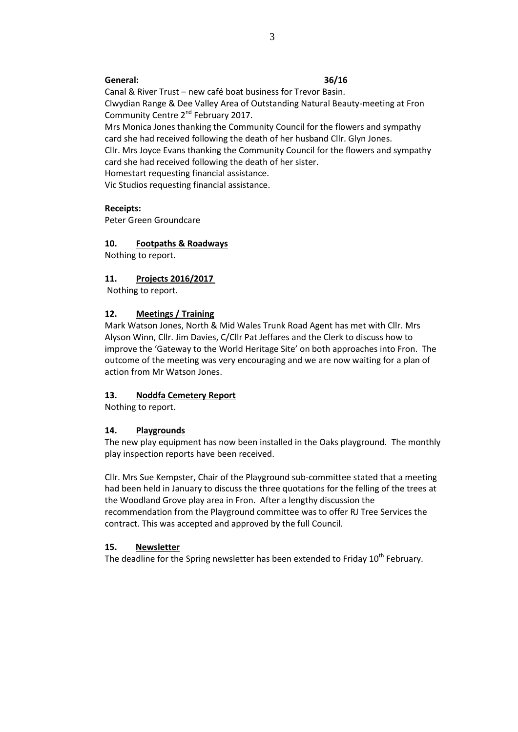**General: 36/16**

Canal & River Trust – new café boat business for Trevor Basin.
Clwydian Range & Dee Valley Area of Outstanding Natural Beauty-meeting at Fron Community Centre 2nd February 2017.
Mrs Monica Jones thanking the Community Council for the flowers and sympathy card she had received following the death of her husband Cllr. Glyn Jones.
Cllr. Mrs Joyce Evans thanking the Community Council for the flowers and sympathy card she had received following the death of her sister.
Homestart requesting financial assistance.
Vic Studios requesting financial assistance.

**Receipts:**

Peter Green Groundcare

## 10. Footpaths & Roadways

Nothing to report.

## 11. Projects 2016/2017

Nothing to report.

## 12. Meetings / Training

Mark Watson Jones, North & Mid Wales Trunk Road Agent has met with Cllr. Mrs Alyson Winn, Cllr. Jim Davies, C/Cllr Pat Jeffares and the Clerk to discuss how to improve the 'Gateway to the World Heritage Site' on both approaches into Fron. The outcome of the meeting was very encouraging and we are now waiting for a plan of action from Mr Watson Jones.

## 13. Noddfa Cemetery Report

Nothing to report.

## 14. Playgrounds

The new play equipment has now been installed in the Oaks playground. The monthly play inspection reports have been received.

Cllr. Mrs Sue Kempster, Chair of the Playground sub-committee stated that a meeting had been held in January to discuss the three quotations for the felling of the trees at the Woodland Grove play area in Fron. After a lengthy discussion the recommendation from the Playground committee was to offer RJ Tree Services the contract. This was accepted and approved by the full Council.

## 15. Newsletter

The deadline for the Spring newsletter has been extended to Friday 10th February.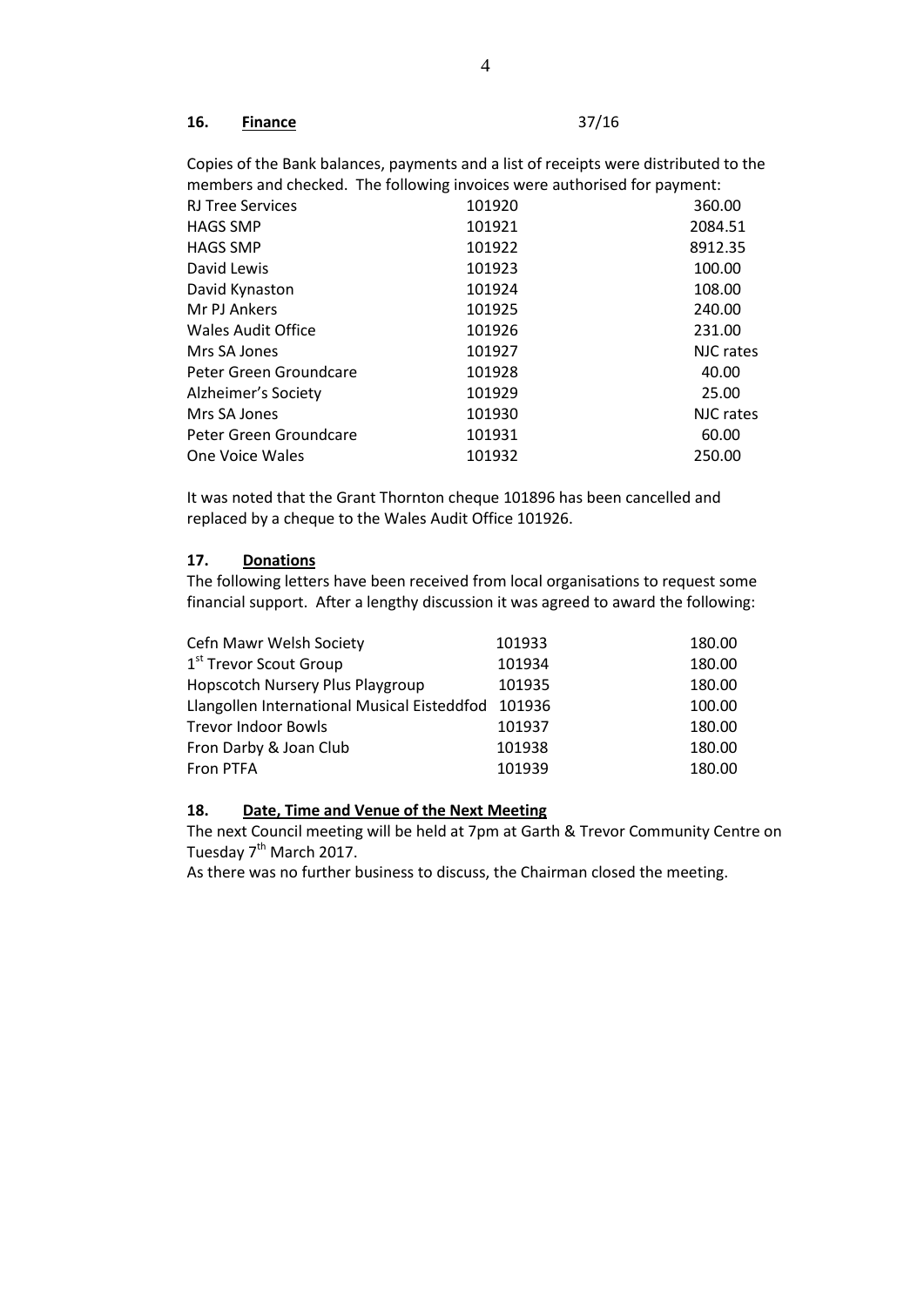**16. Finance** 37/16

Copies of the Bank balances, payments and a list of receipts were distributed to the members and checked. The following invoices were authorised for payment:

| | | |
|---|---|---|
| RJ Tree Services | 101920 | 360.00 |
| HAGS SMP | 101921 | 2084.51 |
| HAGS SMP | 101922 | 8912.35 |
| David Lewis | 101923 | 100.00 |
| David Kynaston | 101924 | 108.00 |
| Mr PJ Ankers | 101925 | 240.00 |
| Wales Audit Office | 101926 | 231.00 |
| Mrs SA Jones | 101927 | NJC rates |
| Peter Green Groundcare | 101928 | 40.00 |
| Alzheimer's Society | 101929 | 25.00 |
| Mrs SA Jones | 101930 | NJC rates |
| Peter Green Groundcare | 101931 | 60.00 |
| One Voice Wales | 101932 | 250.00 |

It was noted that the Grant Thornton cheque 101896 has been cancelled and replaced by a cheque to the Wales Audit Office 101926.

**17. Donations**

The following letters have been received from local organisations to request some financial support. After a lengthy discussion it was agreed to award the following:

| | | |
|---|---|---|
| Cefn Mawr Welsh Society | 101933 | 180.00 |
| 1st Trevor Scout Group | 101934 | 180.00 |
| Hopscotch Nursery Plus Playgroup | 101935 | 180.00 |
| Llangollen International Musical Eisteddfod | 101936 | 100.00 |
| Trevor Indoor Bowls | 101937 | 180.00 |
| Fron Darby & Joan Club | 101938 | 180.00 |
| Fron PTFA | 101939 | 180.00 |

**18. Date, Time and Venue of the Next Meeting**

The next Council meeting will be held at 7pm at Garth & Trevor Community Centre on Tuesday 7th March 2017.

As there was no further business to discuss, the Chairman closed the meeting.